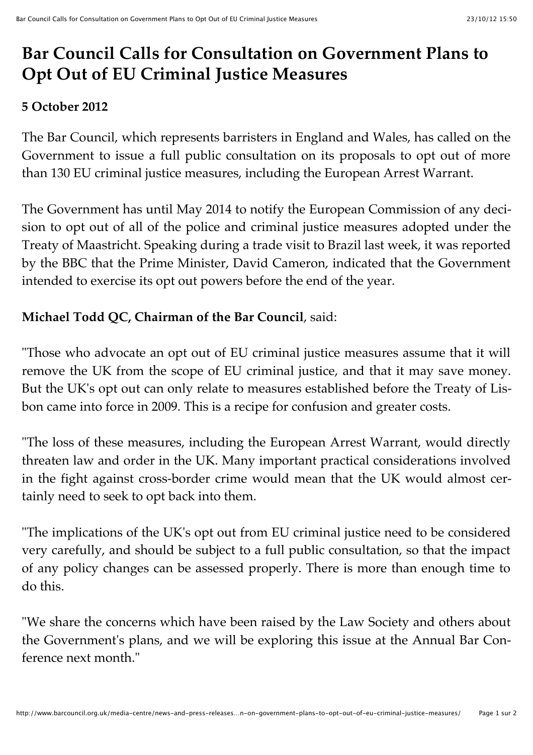# Bar Council Calls for Consultation on Government Plans to Opt Out of EU Criminal Justice Measures

**5 October 2012**

The Bar Council, which represents barristers in England and Wales, has called on the Government to issue a full public consultation on its proposals to opt out of more than 130 EU criminal justice measures, including the European Arrest Warrant.

The Government has until May 2014 to notify the European Commission of any decision to opt out of all of the police and criminal justice measures adopted under the Treaty of Maastricht. Speaking during a trade visit to Brazil last week, it was reported by the BBC that the Prime Minister, David Cameron, indicated that the Government intended to exercise its opt out powers before the end of the year.

**Michael Todd QC, Chairman of the Bar Council**, said:

"Those who advocate an opt out of EU criminal justice measures assume that it will remove the UK from the scope of EU criminal justice, and that it may save money. But the UK's opt out can only relate to measures established before the Treaty of Lisbon came into force in 2009. This is a recipe for confusion and greater costs.

"The loss of these measures, including the European Arrest Warrant, would directly threaten law and order in the UK. Many important practical considerations involved in the fight against cross-border crime would mean that the UK would almost certainly need to seek to opt back into them.

"The implications of the UK's opt out from EU criminal justice need to be considered very carefully, and should be subject to a full public consultation, so that the impact of any policy changes can be assessed properly. There is more than enough time to do this.

"We share the concerns which have been raised by the Law Society and others about the Government's plans, and we will be exploring this issue at the Annual Bar Conference next month."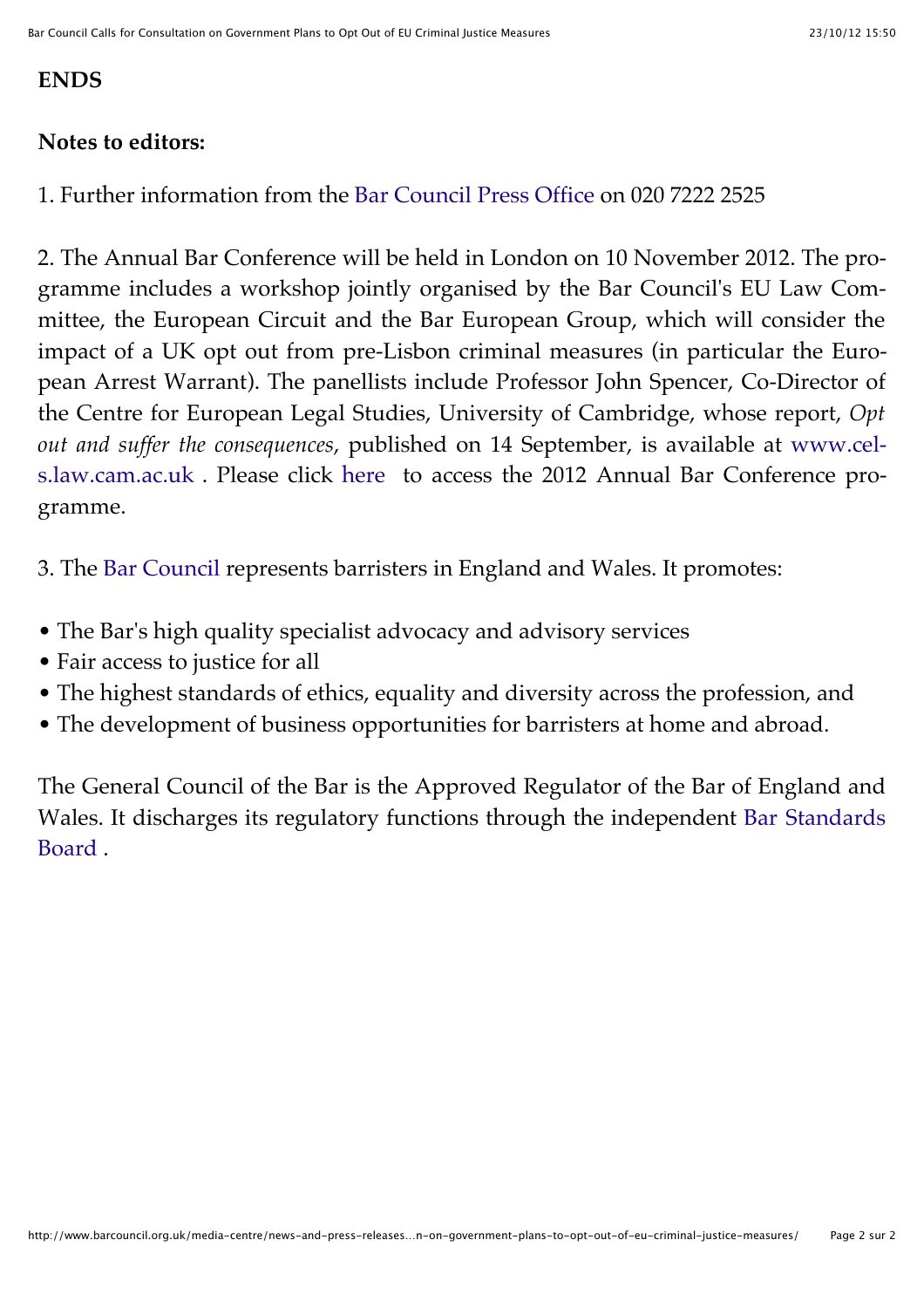**ENDS**

**Notes to editors:**

1. Further information from the Bar Council Press Office on 020 7222 2525

2. The Annual Bar Conference will be held in London on 10 November 2012. The programme includes a workshop jointly organised by the Bar Council's EU Law Committee, the European Circuit and the Bar European Group, which will consider the impact of a UK opt out from pre-Lisbon criminal measures (in particular the European Arrest Warrant). The panellists include Professor John Spencer, Co-Director of the Centre for European Legal Studies, University of Cambridge, whose report, *Opt out and suffer the consequences*, published on 14 September, is available at www.cels.law.cam.ac.uk . Please click here to access the 2012 Annual Bar Conference programme.

3. The Bar Council represents barristers in England and Wales. It promotes:

- The Bar's high quality specialist advocacy and advisory services
- Fair access to justice for all
- The highest standards of ethics, equality and diversity across the profession, and
- The development of business opportunities for barristers at home and abroad.

The General Council of the Bar is the Approved Regulator of the Bar of England and Wales. It discharges its regulatory functions through the independent Bar Standards Board .